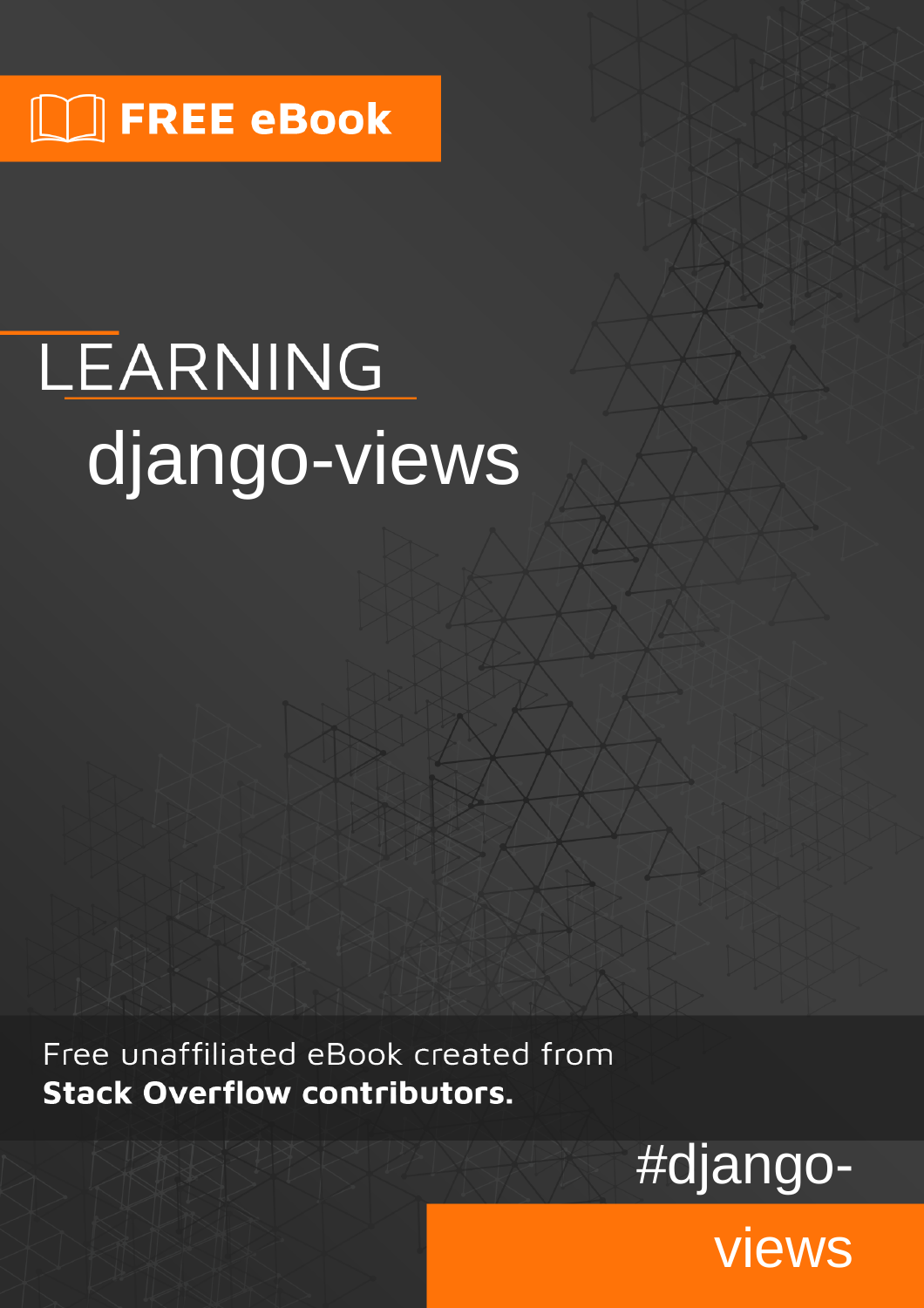FREE eBook

# LEARNING django-views

Free unaffiliated eBook created from **Stack Overflow contributors.**

#django-views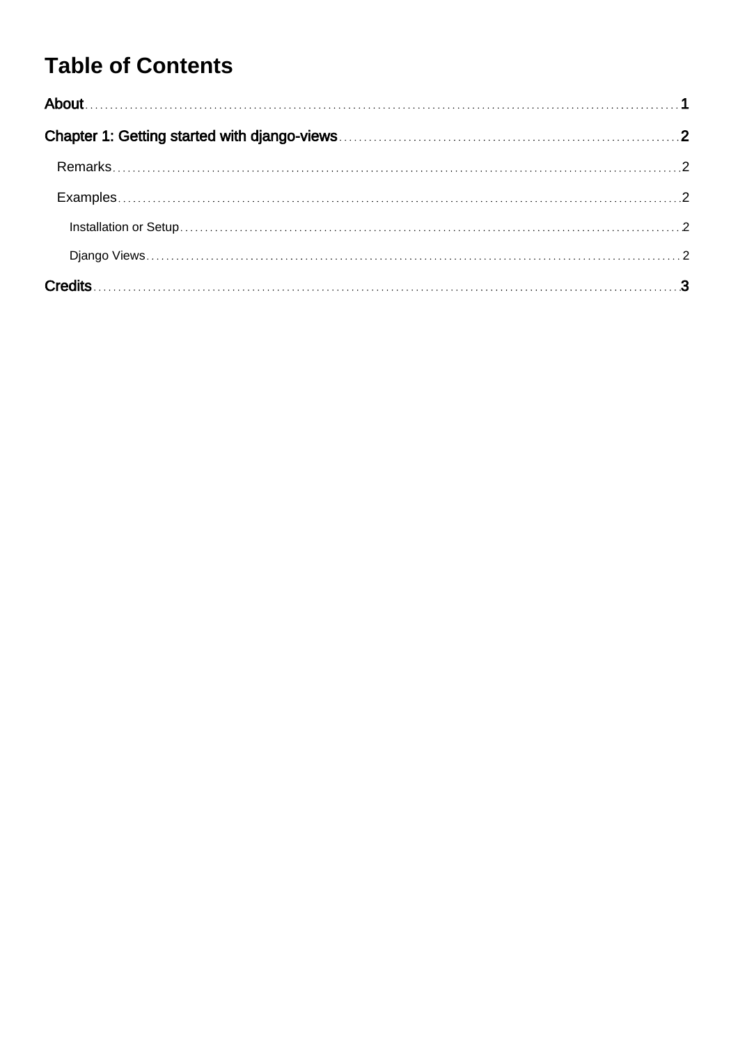# Table of Contents

About 1

Chapter 1: Getting started with django-views 2

- Remarks 2
- Examples 2
  - Installation or Setup 2
  - Django Views 2

Credits 3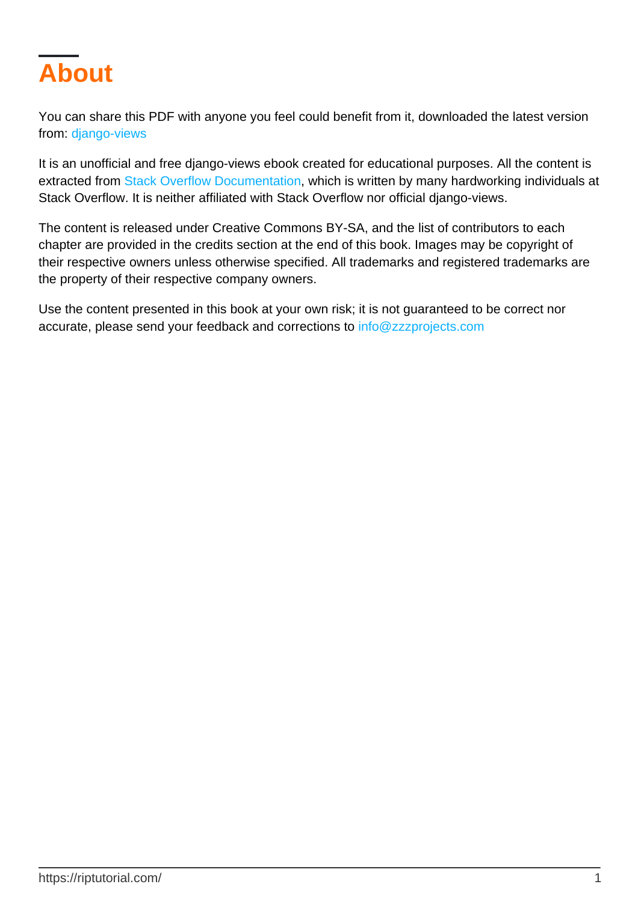# About

You can share this PDF with anyone you feel could benefit from it, downloaded the latest version from: django-views

It is an unofficial and free django-views ebook created for educational purposes. All the content is extracted from Stack Overflow Documentation, which is written by many hardworking individuals at Stack Overflow. It is neither affiliated with Stack Overflow nor official django-views.

The content is released under Creative Commons BY-SA, and the list of contributors to each chapter are provided in the credits section at the end of this book. Images may be copyright of their respective owners unless otherwise specified. All trademarks and registered trademarks are the property of their respective company owners.

Use the content presented in this book at your own risk; it is not guaranteed to be correct nor accurate, please send your feedback and corrections to info@zzzprojects.com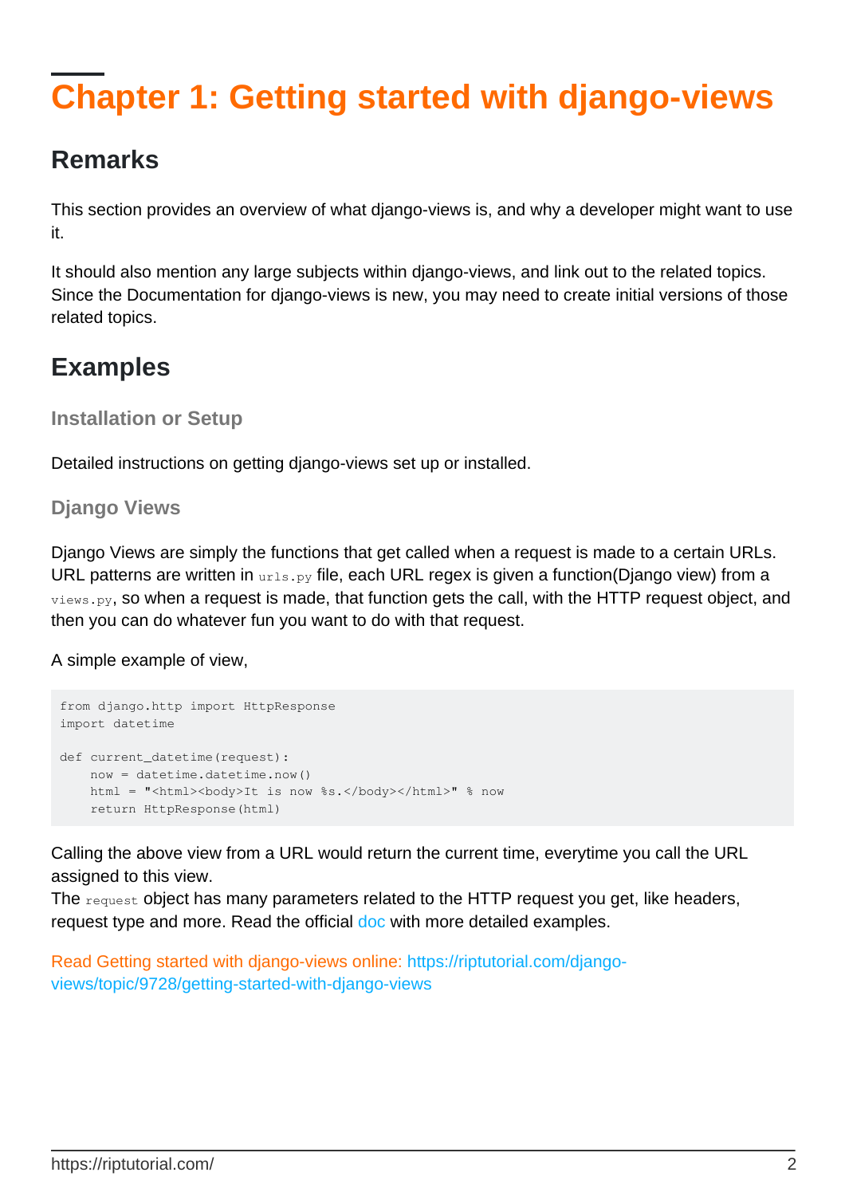# Chapter 1: Getting started with django-views

## Remarks

This section provides an overview of what django-views is, and why a developer might want to use it.

It should also mention any large subjects within django-views, and link out to the related topics. Since the Documentation for django-views is new, you may need to create initial versions of those related topics.

## Examples

### Installation or Setup

Detailed instructions on getting django-views set up or installed.

### Django Views

Django Views are simply the functions that get called when a request is made to a certain URLs. URL patterns are written in `urls.py` file, each URL regex is given a function(Django view) from a `views.py`, so when a request is made, that function gets the call, with the HTTP request object, and then you can do whatever fun you want to do with that request.

A simple example of view,

```
from django.http import HttpResponse
import datetime

def current_datetime(request):
    now = datetime.datetime.now()
    html = "<html><body>It is now %s.</body></html>" % now
    return HttpResponse(html)
```

Calling the above view from a URL would return the current time, everytime you call the URL assigned to this view.
The `request` object has many parameters related to the HTTP request you get, like headers, request type and more. Read the official doc with more detailed examples.

Read Getting started with django-views online: https://riptutorial.com/django-views/topic/9728/getting-started-with-django-views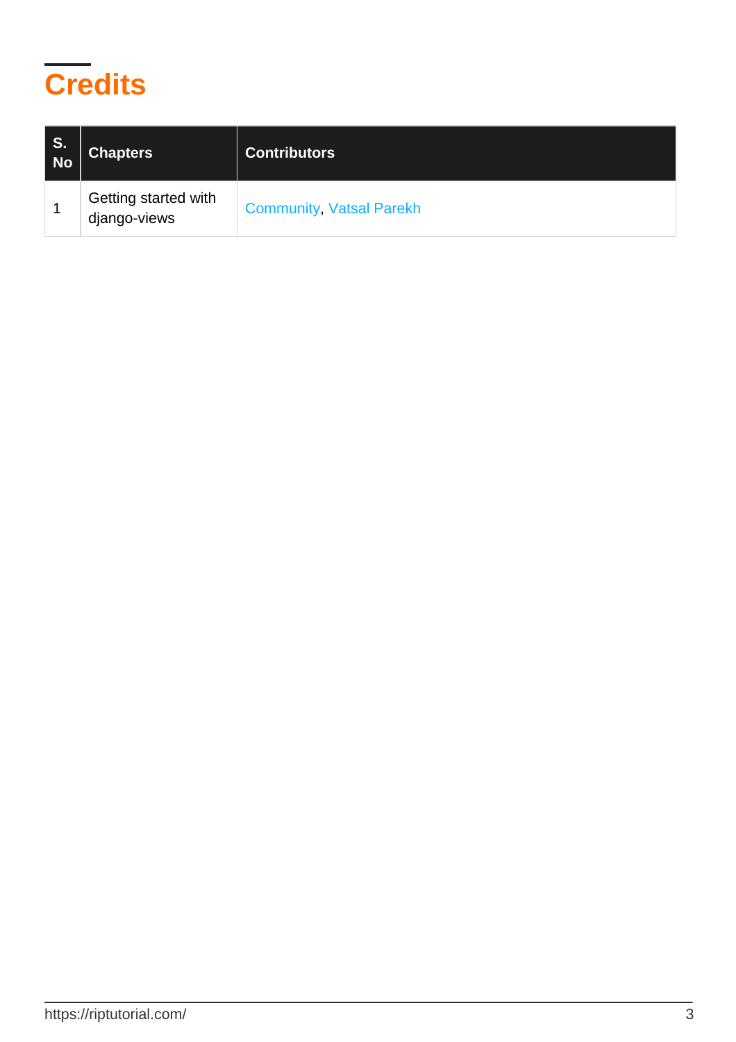# Credits

| S. No | Chapters | Contributors |
| --- | --- | --- |
| 1 | Getting started with django-views | Community, Vatsal Parekh |